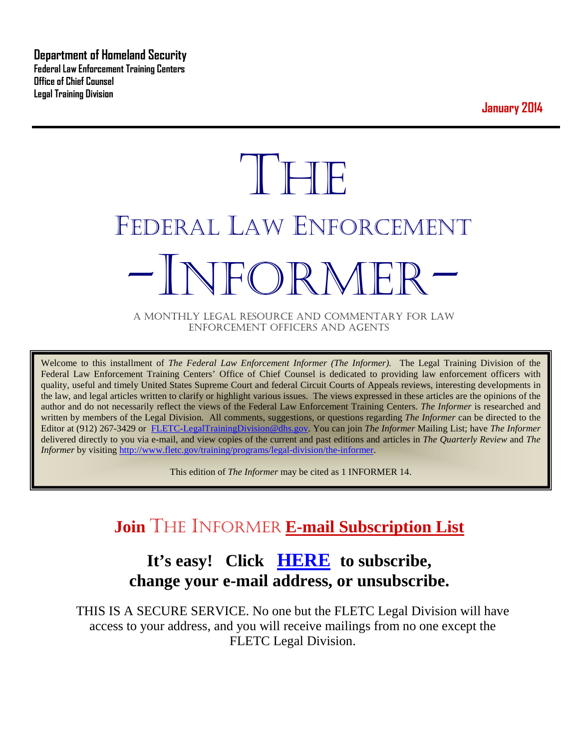**Department of Homeland Security**
**Federal Law Enforcement Training Centers**
**Office of Chief Counsel**
**Legal Training Division**

**January 2014**

# THE
# FEDERAL LAW ENFORCEMENT
# –INFORMER–

A MONTHLY LEGAL RESOURCE AND COMMENTARY FOR LAW ENFORCEMENT OFFICERS AND AGENTS

Welcome to this installment of *The Federal Law Enforcement Informer (The Informer).* The Legal Training Division of the Federal Law Enforcement Training Centers' Office of Chief Counsel is dedicated to providing law enforcement officers with quality, useful and timely United States Supreme Court and federal Circuit Courts of Appeals reviews, interesting developments in the law, and legal articles written to clarify or highlight various issues. The views expressed in these articles are the opinions of the author and do not necessarily reflect the views of the Federal Law Enforcement Training Centers. *The Informer* is researched and written by members of the Legal Division. All comments, suggestions, or questions regarding *The Informer* can be directed to the Editor at (912) 267-3429 or FLETC-LegalTrainingDivision@dhs.gov. You can join *The Informer* Mailing List; have *The Informer* delivered directly to you via e-mail, and view copies of the current and past editions and articles in *The Quarterly Review* and *The Informer* by visiting http://www.fletc.gov/training/programs/legal-division/the-informer.

This edition of *The Informer* may be cited as 1 INFORMER 14.

## Join THE INFORMER E-mail Subscription List

### It's easy! Click HERE to subscribe, change your e-mail address, or unsubscribe.

THIS IS A SECURE SERVICE. No one but the FLETC Legal Division will have access to your address, and you will receive mailings from no one except the FLETC Legal Division.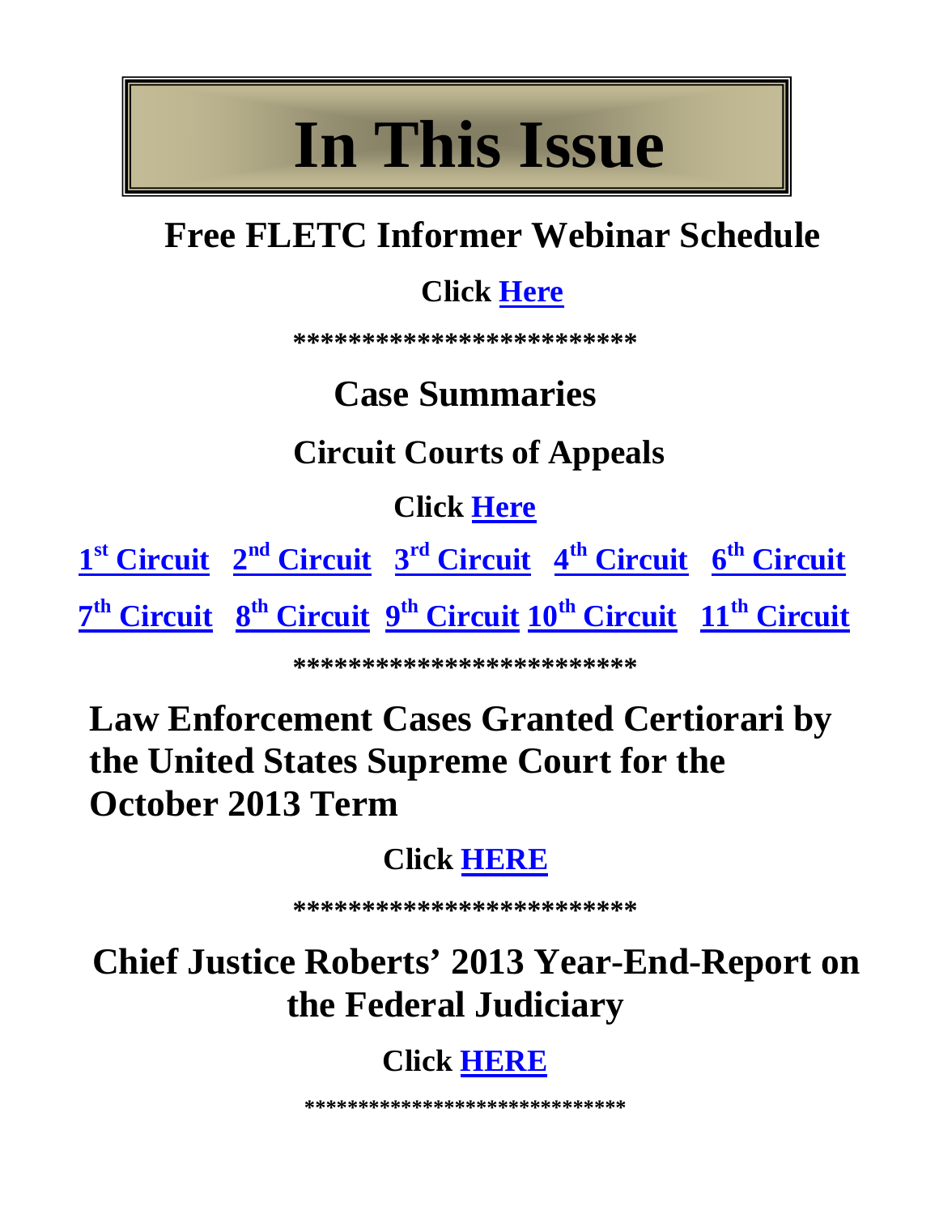# In This Issue

## Free FLETC Informer Webinar Schedule

**Click Here**

**************************

## Case Summaries

### Circuit Courts of Appeals

**Click Here**

1st Circuit   2nd Circuit   3rd Circuit   4th Circuit   6th Circuit

7th Circuit   8th Circuit   9th Circuit   10th Circuit   11th Circuit

**************************

## Law Enforcement Cases Granted Certiorari by the United States Supreme Court for the October 2013 Term

**Click HERE**

**************************

## Chief Justice Roberts' 2013 Year-End-Report on the Federal Judiciary

**Click HERE**

*****************************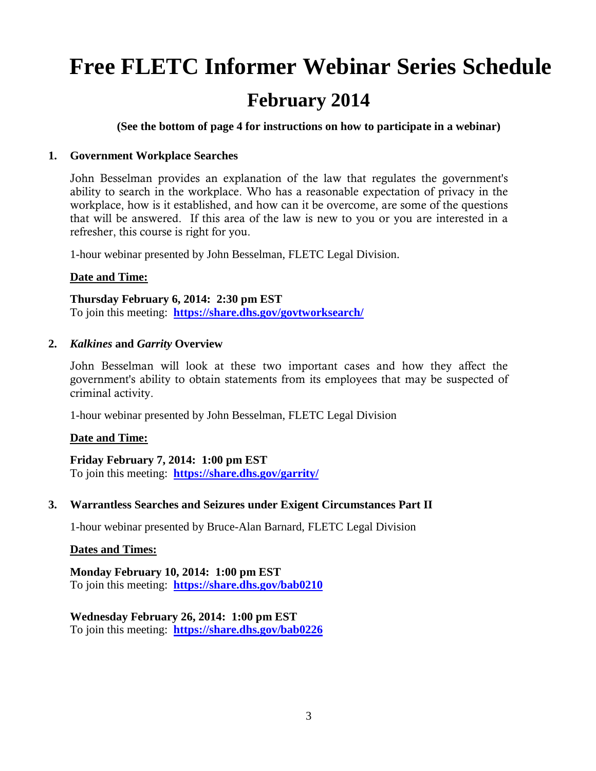# Free FLETC Informer Webinar Series Schedule

## February 2014

**(See the bottom of page 4 for instructions on how to participate in a webinar)**

1. **Government Workplace Searches**

   John Besselman provides an explanation of the law that regulates the government's ability to search in the workplace. Who has a reasonable expectation of privacy in the workplace, how is it established, and how can it be overcome, are some of the questions that will be answered. If this area of the law is new to you or you are interested in a refresher, this course is right for you.

   1-hour webinar presented by John Besselman, FLETC Legal Division.

   **Date and Time:**

   **Thursday February 6, 2014: 2:30 pm EST**
   To join this meeting: **https://share.dhs.gov/govtworksearch/**

2. ***Kalkines* and *Garrity* Overview**

   John Besselman will look at these two important cases and how they affect the government's ability to obtain statements from its employees that may be suspected of criminal activity.

   1-hour webinar presented by John Besselman, FLETC Legal Division

   **Date and Time:**

   **Friday February 7, 2014: 1:00 pm EST**
   To join this meeting: **https://share.dhs.gov/garrity/**

3. **Warrantless Searches and Seizures under Exigent Circumstances Part II**

   1-hour webinar presented by Bruce-Alan Barnard, FLETC Legal Division

   **Dates and Times:**

   **Monday February 10, 2014: 1:00 pm EST**
   To join this meeting: **https://share.dhs.gov/bab0210**

   **Wednesday February 26, 2014: 1:00 pm EST**
   To join this meeting: **https://share.dhs.gov/bab0226**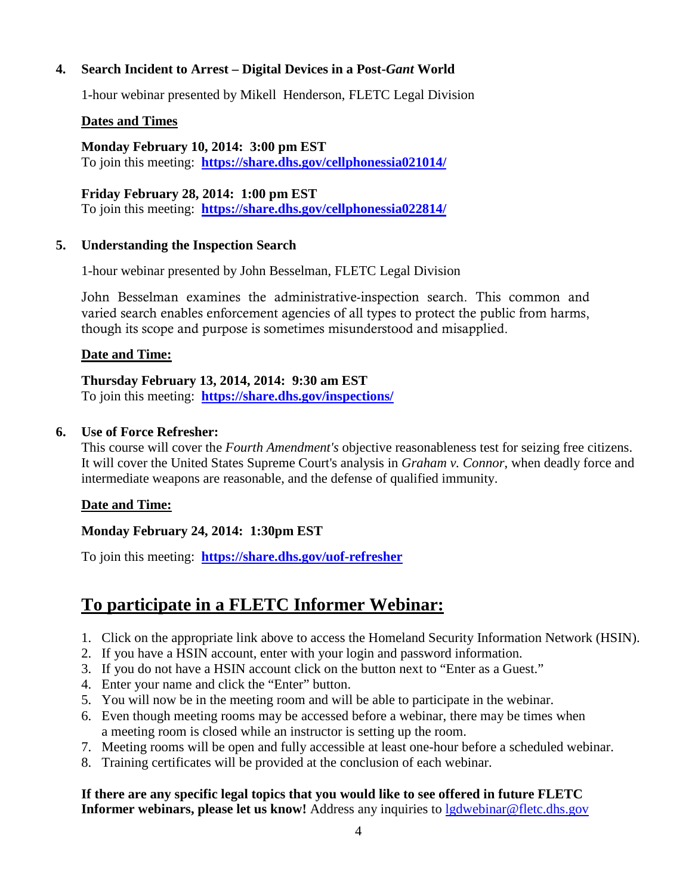**4. Search Incident to Arrest – Digital Devices in a Post-*Gant* World**

1-hour webinar presented by Mikell Henderson, FLETC Legal Division

**Dates and Times**

**Monday February 10, 2014: 3:00 pm EST**
To join this meeting: **https://share.dhs.gov/cellphonessia021014/**

**Friday February 28, 2014: 1:00 pm EST**
To join this meeting: **https://share.dhs.gov/cellphonessia022814/**

**5. Understanding the Inspection Search**

1-hour webinar presented by John Besselman, FLETC Legal Division

John Besselman examines the administrative-inspection search. This common and varied search enables enforcement agencies of all types to protect the public from harms, though its scope and purpose is sometimes misunderstood and misapplied.

**Date and Time:**

**Thursday February 13, 2014, 2014: 9:30 am EST**
To join this meeting: **https://share.dhs.gov/inspections/**

**6. Use of Force Refresher:**

This course will cover the *Fourth Amendment's* objective reasonableness test for seizing free citizens. It will cover the United States Supreme Court's analysis in *Graham v. Connor*, when deadly force and intermediate weapons are reasonable, and the defense of qualified immunity.

**Date and Time:**

**Monday February 24, 2014: 1:30pm EST**

To join this meeting: **https://share.dhs.gov/uof-refresher**

## To participate in a FLETC Informer Webinar:

1. Click on the appropriate link above to access the Homeland Security Information Network (HSIN).
2. If you have a HSIN account, enter with your login and password information.
3. If you do not have a HSIN account click on the button next to "Enter as a Guest."
4. Enter your name and click the "Enter" button.
5. You will now be in the meeting room and will be able to participate in the webinar.
6. Even though meeting rooms may be accessed before a webinar, there may be times when a meeting room is closed while an instructor is setting up the room.
7. Meeting rooms will be open and fully accessible at least one-hour before a scheduled webinar.
8. Training certificates will be provided at the conclusion of each webinar.

**If there are any specific legal topics that you would like to see offered in future FLETC Informer webinars, please let us know!** Address any inquiries to lgdwebinar@fletc.dhs.gov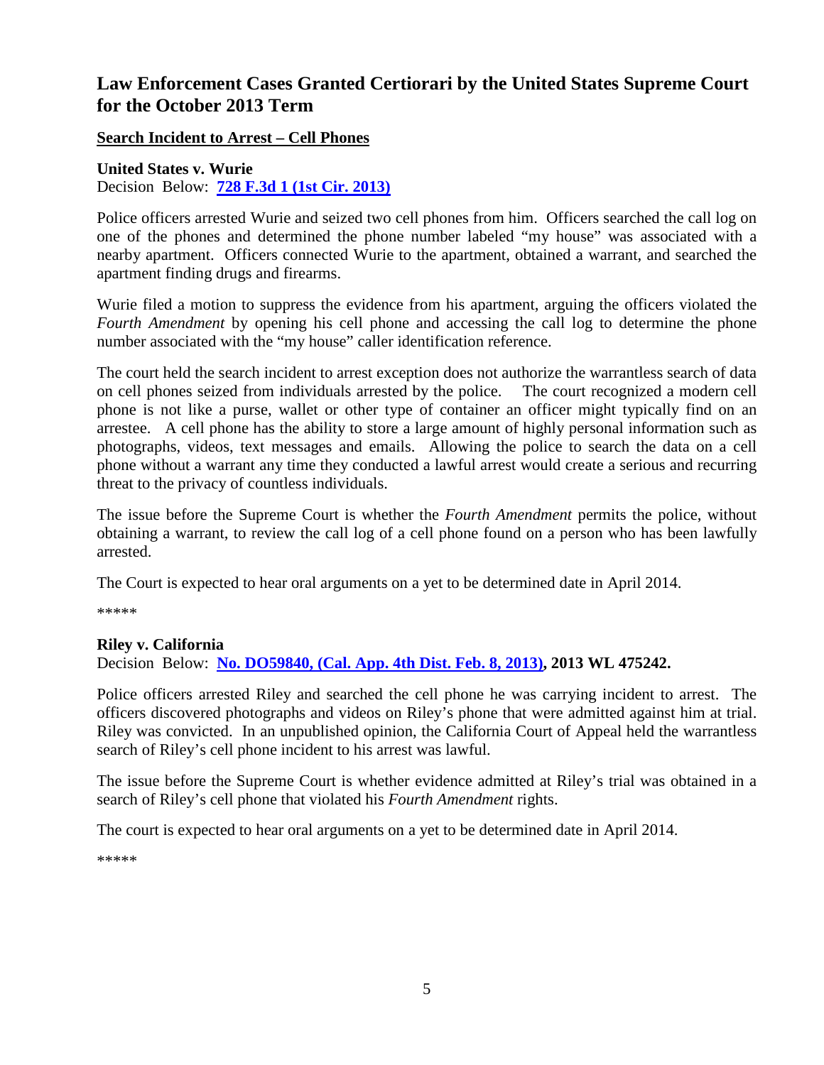# Law Enforcement Cases Granted Certiorari by the United States Supreme Court for the October 2013 Term

## Search Incident to Arrest – Cell Phones

**United States v. Wurie**
Decision Below: **[728 F.3d 1 (1st Cir. 2013)]**

Police officers arrested Wurie and seized two cell phones from him. Officers searched the call log on one of the phones and determined the phone number labeled "my house" was associated with a nearby apartment. Officers connected Wurie to the apartment, obtained a warrant, and searched the apartment finding drugs and firearms.

Wurie filed a motion to suppress the evidence from his apartment, arguing the officers violated the *Fourth Amendment* by opening his cell phone and accessing the call log to determine the phone number associated with the "my house" caller identification reference.

The court held the search incident to arrest exception does not authorize the warrantless search of data on cell phones seized from individuals arrested by the police. The court recognized a modern cell phone is not like a purse, wallet or other type of container an officer might typically find on an arrestee. A cell phone has the ability to store a large amount of highly personal information such as photographs, videos, text messages and emails. Allowing the police to search the data on a cell phone without a warrant any time they conducted a lawful arrest would create a serious and recurring threat to the privacy of countless individuals.

The issue before the Supreme Court is whether the *Fourth Amendment* permits the police, without obtaining a warrant, to review the call log of a cell phone found on a person who has been lawfully arrested.

The Court is expected to hear oral arguments on a yet to be determined date in April 2014.

*****

**Riley v. California**
Decision Below: **[No. DO59840, (Cal. App. 4th Dist. Feb. 8, 2013)], 2013 WL 475242.**

Police officers arrested Riley and searched the cell phone he was carrying incident to arrest. The officers discovered photographs and videos on Riley's phone that were admitted against him at trial. Riley was convicted. In an unpublished opinion, the California Court of Appeal held the warrantless search of Riley's cell phone incident to his arrest was lawful.

The issue before the Supreme Court is whether evidence admitted at Riley's trial was obtained in a search of Riley's cell phone that violated his *Fourth Amendment* rights.

The court is expected to hear oral arguments on a yet to be determined date in April 2014.

*****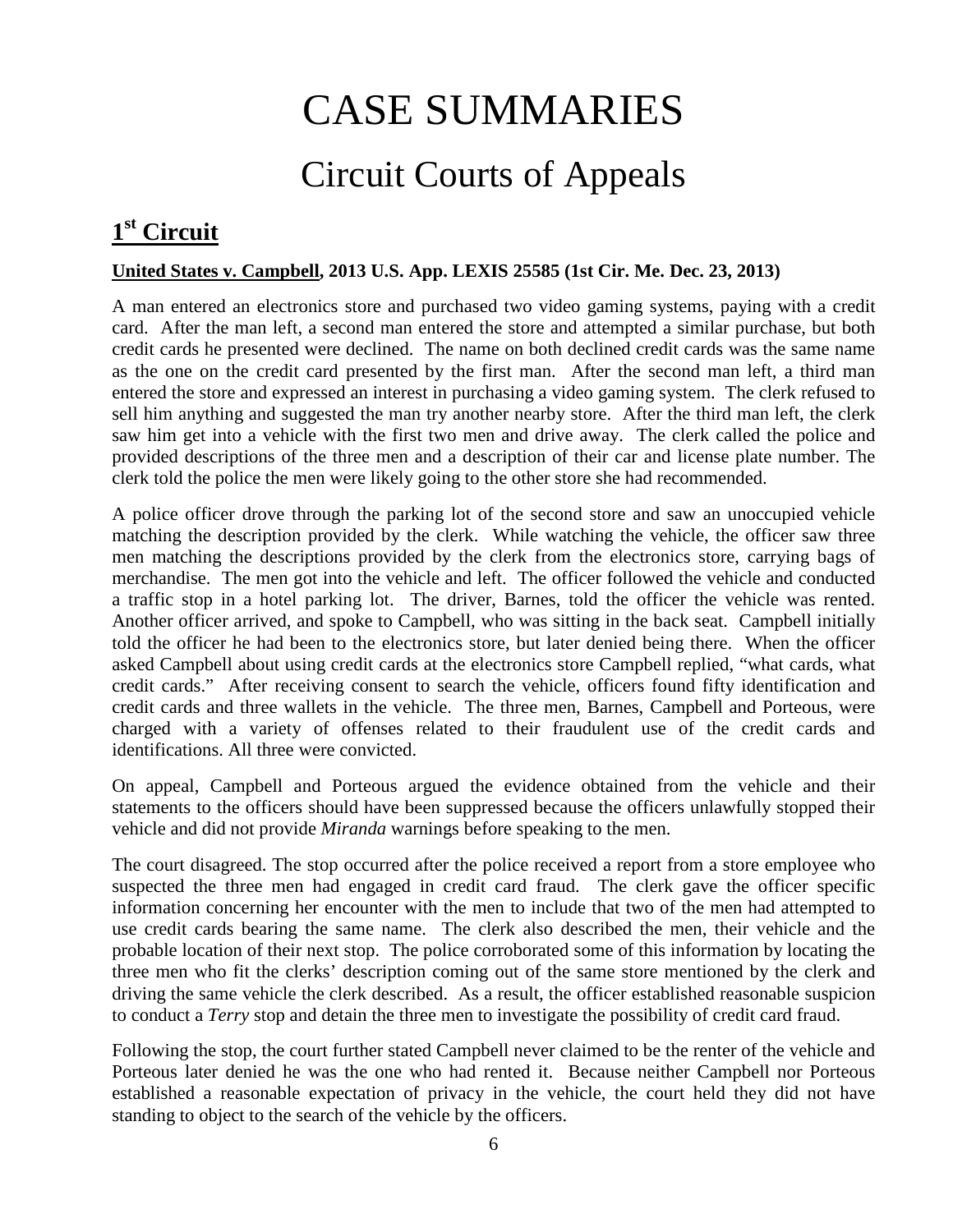# CASE SUMMARIES

## Circuit Courts of Appeals

## 1st Circuit

**United States v. Campbell, 2013 U.S. App. LEXIS 25585 (1st Cir. Me. Dec. 23, 2013)**

A man entered an electronics store and purchased two video gaming systems, paying with a credit card. After the man left, a second man entered the store and attempted a similar purchase, but both credit cards he presented were declined. The name on both declined credit cards was the same name as the one on the credit card presented by the first man. After the second man left, a third man entered the store and expressed an interest in purchasing a video gaming system. The clerk refused to sell him anything and suggested the man try another nearby store. After the third man left, the clerk saw him get into a vehicle with the first two men and drive away. The clerk called the police and provided descriptions of the three men and a description of their car and license plate number. The clerk told the police the men were likely going to the other store she had recommended.

A police officer drove through the parking lot of the second store and saw an unoccupied vehicle matching the description provided by the clerk. While watching the vehicle, the officer saw three men matching the descriptions provided by the clerk from the electronics store, carrying bags of merchandise. The men got into the vehicle and left. The officer followed the vehicle and conducted a traffic stop in a hotel parking lot. The driver, Barnes, told the officer the vehicle was rented. Another officer arrived, and spoke to Campbell, who was sitting in the back seat. Campbell initially told the officer he had been to the electronics store, but later denied being there. When the officer asked Campbell about using credit cards at the electronics store Campbell replied, "what cards, what credit cards." After receiving consent to search the vehicle, officers found fifty identification and credit cards and three wallets in the vehicle. The three men, Barnes, Campbell and Porteous, were charged with a variety of offenses related to their fraudulent use of the credit cards and identifications. All three were convicted.

On appeal, Campbell and Porteous argued the evidence obtained from the vehicle and their statements to the officers should have been suppressed because the officers unlawfully stopped their vehicle and did not provide *Miranda* warnings before speaking to the men.

The court disagreed. The stop occurred after the police received a report from a store employee who suspected the three men had engaged in credit card fraud. The clerk gave the officer specific information concerning her encounter with the men to include that two of the men had attempted to use credit cards bearing the same name. The clerk also described the men, their vehicle and the probable location of their next stop. The police corroborated some of this information by locating the three men who fit the clerks' description coming out of the same store mentioned by the clerk and driving the same vehicle the clerk described. As a result, the officer established reasonable suspicion to conduct a *Terry* stop and detain the three men to investigate the possibility of credit card fraud.

Following the stop, the court further stated Campbell never claimed to be the renter of the vehicle and Porteous later denied he was the one who had rented it. Because neither Campbell nor Porteous established a reasonable expectation of privacy in the vehicle, the court held they did not have standing to object to the search of the vehicle by the officers.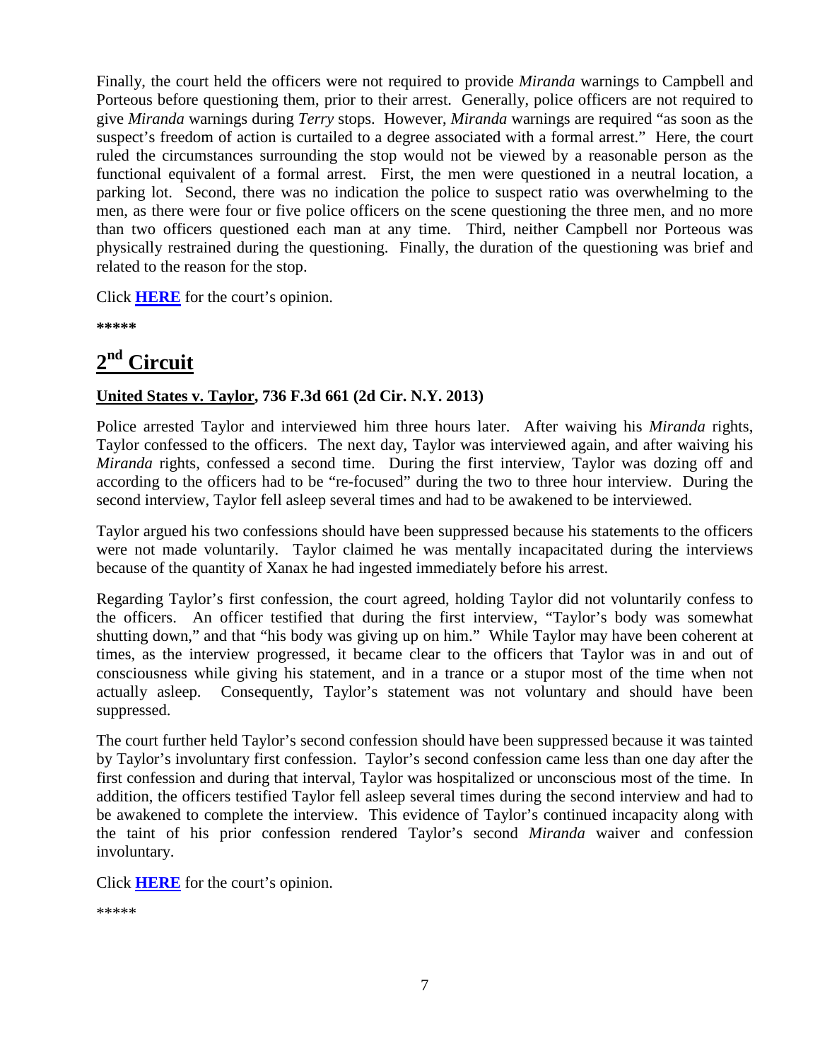Finally, the court held the officers were not required to provide *Miranda* warnings to Campbell and Porteous before questioning them, prior to their arrest. Generally, police officers are not required to give *Miranda* warnings during *Terry* stops. However, *Miranda* warnings are required "as soon as the suspect's freedom of action is curtailed to a degree associated with a formal arrest." Here, the court ruled the circumstances surrounding the stop would not be viewed by a reasonable person as the functional equivalent of a formal arrest. First, the men were questioned in a neutral location, a parking lot. Second, there was no indication the police to suspect ratio was overwhelming to the men, as there were four or five police officers on the scene questioning the three men, and no more than two officers questioned each man at any time. Third, neither Campbell nor Porteous was physically restrained during the questioning. Finally, the duration of the questioning was brief and related to the reason for the stop.

Click **HERE** for the court's opinion.

**\*\*\*\*\***

## 2nd Circuit

**United States v. Taylor, 736 F.3d 661 (2d Cir. N.Y. 2013)**

Police arrested Taylor and interviewed him three hours later. After waiving his *Miranda* rights, Taylor confessed to the officers. The next day, Taylor was interviewed again, and after waiving his *Miranda* rights, confessed a second time. During the first interview, Taylor was dozing off and according to the officers had to be "re-focused" during the two to three hour interview. During the second interview, Taylor fell asleep several times and had to be awakened to be interviewed.

Taylor argued his two confessions should have been suppressed because his statements to the officers were not made voluntarily. Taylor claimed he was mentally incapacitated during the interviews because of the quantity of Xanax he had ingested immediately before his arrest.

Regarding Taylor's first confession, the court agreed, holding Taylor did not voluntarily confess to the officers. An officer testified that during the first interview, "Taylor's body was somewhat shutting down," and that "his body was giving up on him." While Taylor may have been coherent at times, as the interview progressed, it became clear to the officers that Taylor was in and out of consciousness while giving his statement, and in a trance or a stupor most of the time when not actually asleep. Consequently, Taylor's statement was not voluntary and should have been suppressed.

The court further held Taylor's second confession should have been suppressed because it was tainted by Taylor's involuntary first confession. Taylor's second confession came less than one day after the first confession and during that interval, Taylor was hospitalized or unconscious most of the time. In addition, the officers testified Taylor fell asleep several times during the second interview and had to be awakened to complete the interview. This evidence of Taylor's continued incapacity along with the taint of his prior confession rendered Taylor's second *Miranda* waiver and confession involuntary.

Click **HERE** for the court's opinion.

\*\*\*\*\*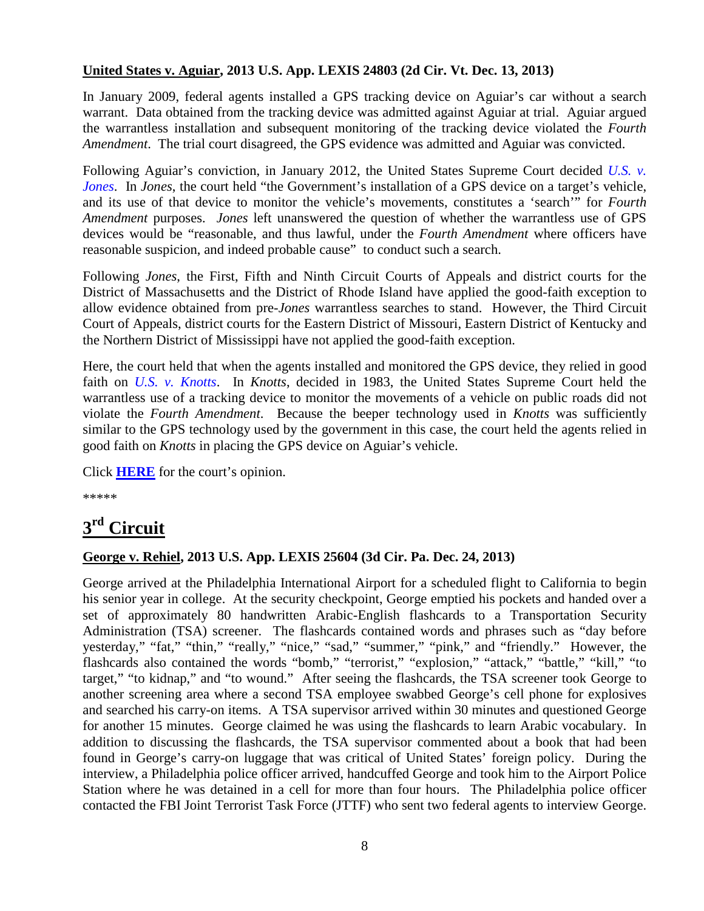**United States v. Aguiar, 2013 U.S. App. LEXIS 24803 (2d Cir. Vt. Dec. 13, 2013)**

In January 2009, federal agents installed a GPS tracking device on Aguiar's car without a search warrant. Data obtained from the tracking device was admitted against Aguiar at trial. Aguiar argued the warrantless installation and subsequent monitoring of the tracking device violated the *Fourth Amendment*. The trial court disagreed, the GPS evidence was admitted and Aguiar was convicted.

Following Aguiar's conviction, in January 2012, the United States Supreme Court decided *U.S. v. Jones*. In *Jones*, the court held "the Government's installation of a GPS device on a target's vehicle, and its use of that device to monitor the vehicle's movements, constitutes a 'search'" for *Fourth Amendment* purposes. *Jones* left unanswered the question of whether the warrantless use of GPS devices would be "reasonable, and thus lawful, under the *Fourth Amendment* where officers have reasonable suspicion, and indeed probable cause" to conduct such a search.

Following *Jones*, the First, Fifth and Ninth Circuit Courts of Appeals and district courts for the District of Massachusetts and the District of Rhode Island have applied the good-faith exception to allow evidence obtained from pre-*Jones* warrantless searches to stand. However, the Third Circuit Court of Appeals, district courts for the Eastern District of Missouri, Eastern District of Kentucky and the Northern District of Mississippi have not applied the good-faith exception.

Here, the court held that when the agents installed and monitored the GPS device, they relied in good faith on *U.S. v. Knotts*. In *Knotts*, decided in 1983, the United States Supreme Court held the warrantless use of a tracking device to monitor the movements of a vehicle on public roads did not violate the *Fourth Amendment*. Because the beeper technology used in *Knotts* was sufficiently similar to the GPS technology used by the government in this case, the court held the agents relied in good faith on *Knotts* in placing the GPS device on Aguiar's vehicle.

Click **HERE** for the court's opinion.

*****

# 3rd Circuit

**George v. Rehiel, 2013 U.S. App. LEXIS 25604 (3d Cir. Pa. Dec. 24, 2013)**

George arrived at the Philadelphia International Airport for a scheduled flight to California to begin his senior year in college. At the security checkpoint, George emptied his pockets and handed over a set of approximately 80 handwritten Arabic-English flashcards to a Transportation Security Administration (TSA) screener. The flashcards contained words and phrases such as "day before yesterday," "fat," "thin," "really," "nice," "sad," "summer," "pink," and "friendly." However, the flashcards also contained the words "bomb," "terrorist," "explosion," "attack," "battle," "kill," "to target," "to kidnap," and "to wound." After seeing the flashcards, the TSA screener took George to another screening area where a second TSA employee swabbed George's cell phone for explosives and searched his carry-on items. A TSA supervisor arrived within 30 minutes and questioned George for another 15 minutes. George claimed he was using the flashcards to learn Arabic vocabulary. In addition to discussing the flashcards, the TSA supervisor commented about a book that had been found in George's carry-on luggage that was critical of United States' foreign policy. During the interview, a Philadelphia police officer arrived, handcuffed George and took him to the Airport Police Station where he was detained in a cell for more than four hours. The Philadelphia police officer contacted the FBI Joint Terrorist Task Force (JTTF) who sent two federal agents to interview George.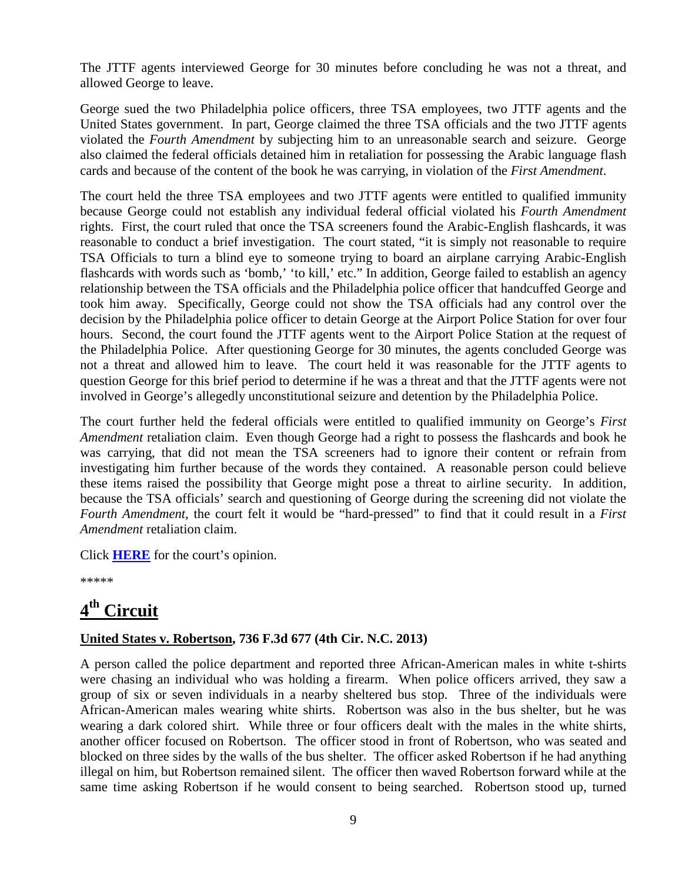The JTTF agents interviewed George for 30 minutes before concluding he was not a threat, and allowed George to leave.

George sued the two Philadelphia police officers, three TSA employees, two JTTF agents and the United States government. In part, George claimed the three TSA officials and the two JTTF agents violated the *Fourth Amendment* by subjecting him to an unreasonable search and seizure. George also claimed the federal officials detained him in retaliation for possessing the Arabic language flash cards and because of the content of the book he was carrying, in violation of the *First Amendment*.

The court held the three TSA employees and two JTTF agents were entitled to qualified immunity because George could not establish any individual federal official violated his *Fourth Amendment* rights. First, the court ruled that once the TSA screeners found the Arabic-English flashcards, it was reasonable to conduct a brief investigation. The court stated, "it is simply not reasonable to require TSA Officials to turn a blind eye to someone trying to board an airplane carrying Arabic-English flashcards with words such as 'bomb,' 'to kill,' etc." In addition, George failed to establish an agency relationship between the TSA officials and the Philadelphia police officer that handcuffed George and took him away. Specifically, George could not show the TSA officials had any control over the decision by the Philadelphia police officer to detain George at the Airport Police Station for over four hours. Second, the court found the JTTF agents went to the Airport Police Station at the request of the Philadelphia Police. After questioning George for 30 minutes, the agents concluded George was not a threat and allowed him to leave. The court held it was reasonable for the JTTF agents to question George for this brief period to determine if he was a threat and that the JTTF agents were not involved in George's allegedly unconstitutional seizure and detention by the Philadelphia Police.

The court further held the federal officials were entitled to qualified immunity on George's *First Amendment* retaliation claim. Even though George had a right to possess the flashcards and book he was carrying, that did not mean the TSA screeners had to ignore their content or refrain from investigating him further because of the words they contained. A reasonable person could believe these items raised the possibility that George might pose a threat to airline security. In addition, because the TSA officials' search and questioning of George during the screening did not violate the *Fourth Amendment*, the court felt it would be "hard-pressed" to find that it could result in a *First Amendment* retaliation claim.

Click **HERE** for the court's opinion.

*****

# 4th Circuit

**United States v. Robertson, 736 F.3d 677 (4th Cir. N.C. 2013)**

A person called the police department and reported three African-American males in white t-shirts were chasing an individual who was holding a firearm. When police officers arrived, they saw a group of six or seven individuals in a nearby sheltered bus stop. Three of the individuals were African-American males wearing white shirts. Robertson was also in the bus shelter, but he was wearing a dark colored shirt. While three or four officers dealt with the males in the white shirts, another officer focused on Robertson. The officer stood in front of Robertson, who was seated and blocked on three sides by the walls of the bus shelter. The officer asked Robertson if he had anything illegal on him, but Robertson remained silent. The officer then waved Robertson forward while at the same time asking Robertson if he would consent to being searched. Robertson stood up, turned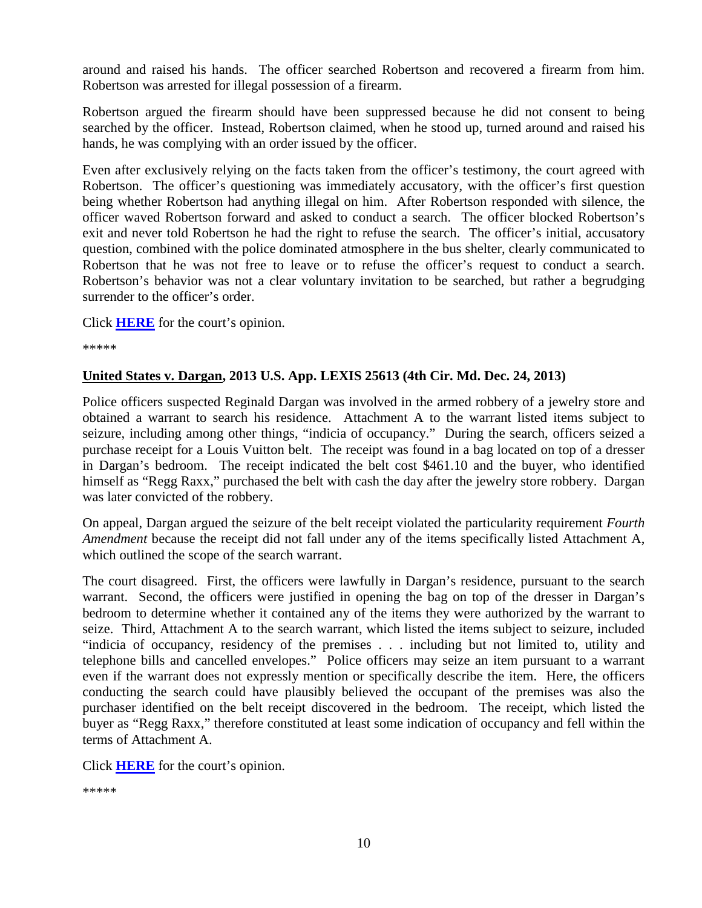around and raised his hands. The officer searched Robertson and recovered a firearm from him. Robertson was arrested for illegal possession of a firearm.

Robertson argued the firearm should have been suppressed because he did not consent to being searched by the officer. Instead, Robertson claimed, when he stood up, turned around and raised his hands, he was complying with an order issued by the officer.

Even after exclusively relying on the facts taken from the officer's testimony, the court agreed with Robertson. The officer's questioning was immediately accusatory, with the officer's first question being whether Robertson had anything illegal on him. After Robertson responded with silence, the officer waved Robertson forward and asked to conduct a search. The officer blocked Robertson's exit and never told Robertson he had the right to refuse the search. The officer's initial, accusatory question, combined with the police dominated atmosphere in the bus shelter, clearly communicated to Robertson that he was not free to leave or to refuse the officer's request to conduct a search. Robertson's behavior was not a clear voluntary invitation to be searched, but rather a begrudging surrender to the officer's order.

Click **HERE** for the court's opinion.

*****

**United States v. Dargan, 2013 U.S. App. LEXIS 25613 (4th Cir. Md. Dec. 24, 2013)**

Police officers suspected Reginald Dargan was involved in the armed robbery of a jewelry store and obtained a warrant to search his residence. Attachment A to the warrant listed items subject to seizure, including among other things, "indicia of occupancy." During the search, officers seized a purchase receipt for a Louis Vuitton belt. The receipt was found in a bag located on top of a dresser in Dargan's bedroom. The receipt indicated the belt cost $461.10 and the buyer, who identified himself as "Regg Raxx," purchased the belt with cash the day after the jewelry store robbery. Dargan was later convicted of the robbery.

On appeal, Dargan argued the seizure of the belt receipt violated the particularity requirement *Fourth Amendment* because the receipt did not fall under any of the items specifically listed Attachment A, which outlined the scope of the search warrant.

The court disagreed. First, the officers were lawfully in Dargan's residence, pursuant to the search warrant. Second, the officers were justified in opening the bag on top of the dresser in Dargan's bedroom to determine whether it contained any of the items they were authorized by the warrant to seize. Third, Attachment A to the search warrant, which listed the items subject to seizure, included "indicia of occupancy, residency of the premises . . . including but not limited to, utility and telephone bills and cancelled envelopes." Police officers may seize an item pursuant to a warrant even if the warrant does not expressly mention or specifically describe the item. Here, the officers conducting the search could have plausibly believed the occupant of the premises was also the purchaser identified on the belt receipt discovered in the bedroom. The receipt, which listed the buyer as "Regg Raxx," therefore constituted at least some indication of occupancy and fell within the terms of Attachment A.

Click **HERE** for the court's opinion.

*****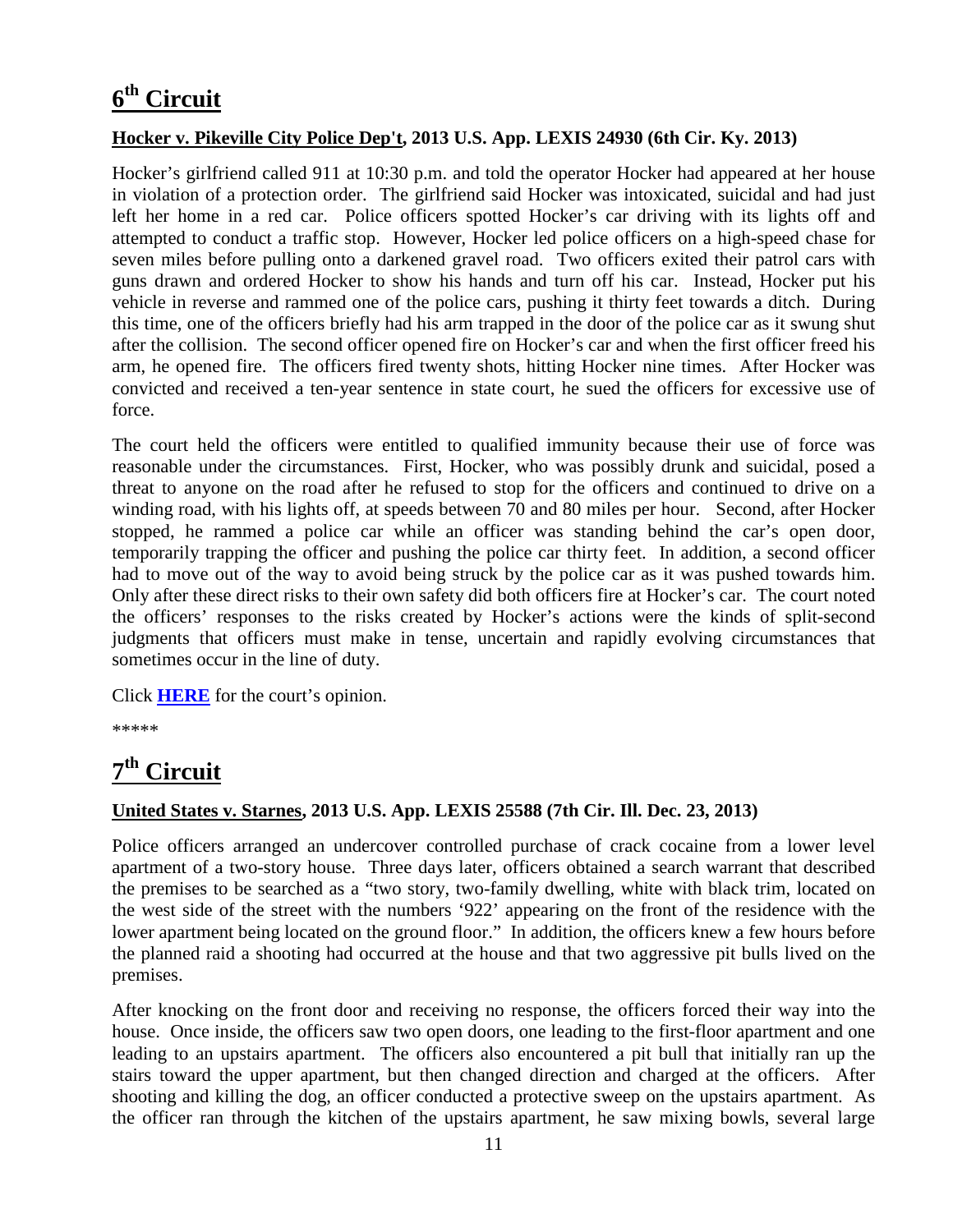# 6th Circuit

**Hocker v. Pikeville City Police Dep't, 2013 U.S. App. LEXIS 24930 (6th Cir. Ky. 2013)**

Hocker's girlfriend called 911 at 10:30 p.m. and told the operator Hocker had appeared at her house in violation of a protection order. The girlfriend said Hocker was intoxicated, suicidal and had just left her home in a red car. Police officers spotted Hocker's car driving with its lights off and attempted to conduct a traffic stop. However, Hocker led police officers on a high-speed chase for seven miles before pulling onto a darkened gravel road. Two officers exited their patrol cars with guns drawn and ordered Hocker to show his hands and turn off his car. Instead, Hocker put his vehicle in reverse and rammed one of the police cars, pushing it thirty feet towards a ditch. During this time, one of the officers briefly had his arm trapped in the door of the police car as it swung shut after the collision. The second officer opened fire on Hocker's car and when the first officer freed his arm, he opened fire. The officers fired twenty shots, hitting Hocker nine times. After Hocker was convicted and received a ten-year sentence in state court, he sued the officers for excessive use of force.

The court held the officers were entitled to qualified immunity because their use of force was reasonable under the circumstances. First, Hocker, who was possibly drunk and suicidal, posed a threat to anyone on the road after he refused to stop for the officers and continued to drive on a winding road, with his lights off, at speeds between 70 and 80 miles per hour. Second, after Hocker stopped, he rammed a police car while an officer was standing behind the car's open door, temporarily trapping the officer and pushing the police car thirty feet. In addition, a second officer had to move out of the way to avoid being struck by the police car as it was pushed towards him. Only after these direct risks to their own safety did both officers fire at Hocker's car. The court noted the officers' responses to the risks created by Hocker's actions were the kinds of split-second judgments that officers must make in tense, uncertain and rapidly evolving circumstances that sometimes occur in the line of duty.

Click **HERE** for the court's opinion.

*****

# 7th Circuit

**United States v. Starnes, 2013 U.S. App. LEXIS 25588 (7th Cir. Ill. Dec. 23, 2013)**

Police officers arranged an undercover controlled purchase of crack cocaine from a lower level apartment of a two-story house. Three days later, officers obtained a search warrant that described the premises to be searched as a "two story, two-family dwelling, white with black trim, located on the west side of the street with the numbers '922' appearing on the front of the residence with the lower apartment being located on the ground floor." In addition, the officers knew a few hours before the planned raid a shooting had occurred at the house and that two aggressive pit bulls lived on the premises.

After knocking on the front door and receiving no response, the officers forced their way into the house. Once inside, the officers saw two open doors, one leading to the first-floor apartment and one leading to an upstairs apartment. The officers also encountered a pit bull that initially ran up the stairs toward the upper apartment, but then changed direction and charged at the officers. After shooting and killing the dog, an officer conducted a protective sweep on the upstairs apartment. As the officer ran through the kitchen of the upstairs apartment, he saw mixing bowls, several large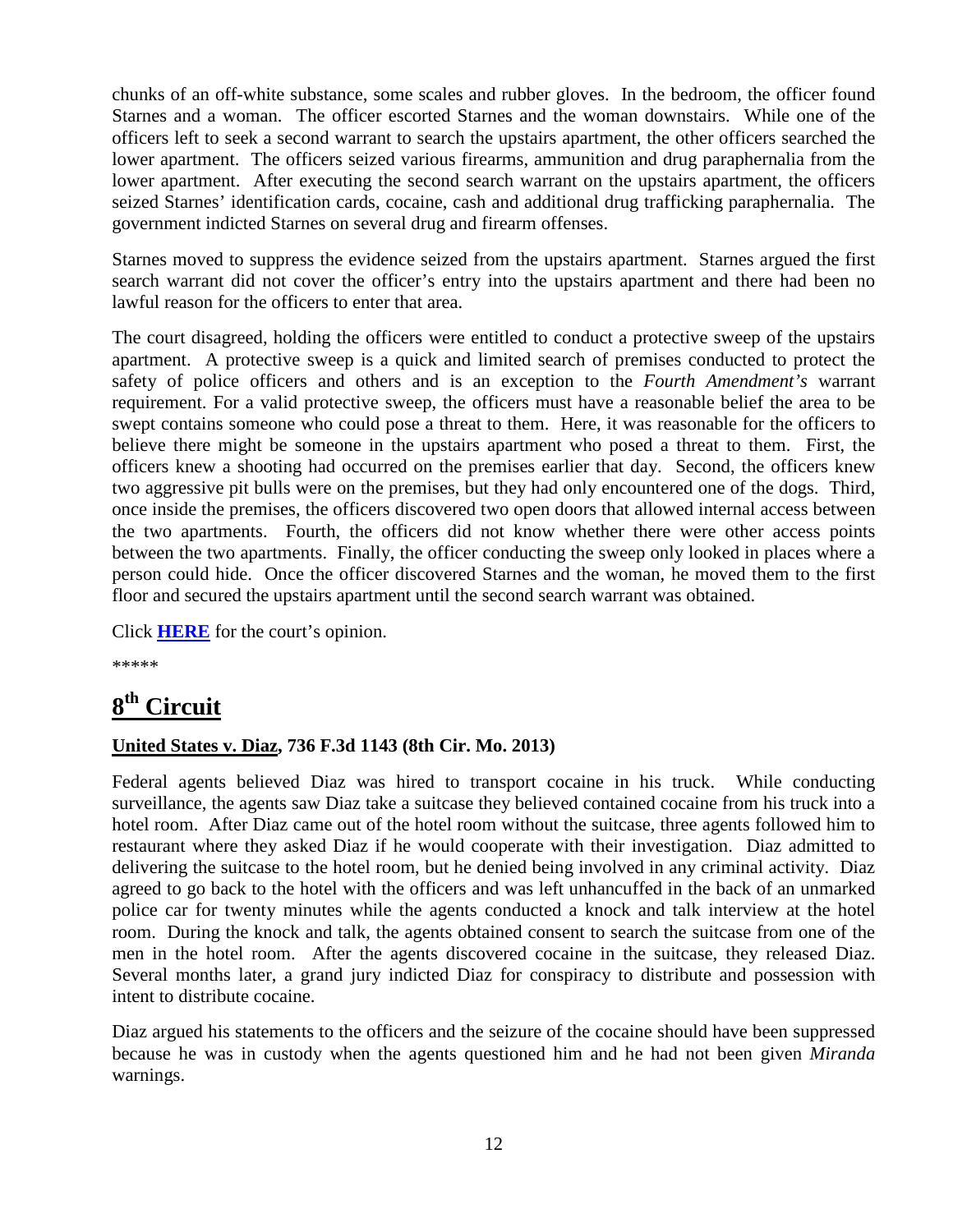chunks of an off-white substance, some scales and rubber gloves. In the bedroom, the officer found Starnes and a woman. The officer escorted Starnes and the woman downstairs. While one of the officers left to seek a second warrant to search the upstairs apartment, the other officers searched the lower apartment. The officers seized various firearms, ammunition and drug paraphernalia from the lower apartment. After executing the second search warrant on the upstairs apartment, the officers seized Starnes' identification cards, cocaine, cash and additional drug trafficking paraphernalia. The government indicted Starnes on several drug and firearm offenses.

Starnes moved to suppress the evidence seized from the upstairs apartment. Starnes argued the first search warrant did not cover the officer's entry into the upstairs apartment and there had been no lawful reason for the officers to enter that area.

The court disagreed, holding the officers were entitled to conduct a protective sweep of the upstairs apartment. A protective sweep is a quick and limited search of premises conducted to protect the safety of police officers and others and is an exception to the *Fourth Amendment's* warrant requirement. For a valid protective sweep, the officers must have a reasonable belief the area to be swept contains someone who could pose a threat to them. Here, it was reasonable for the officers to believe there might be someone in the upstairs apartment who posed a threat to them. First, the officers knew a shooting had occurred on the premises earlier that day. Second, the officers knew two aggressive pit bulls were on the premises, but they had only encountered one of the dogs. Third, once inside the premises, the officers discovered two open doors that allowed internal access between the two apartments. Fourth, the officers did not know whether there were other access points between the two apartments. Finally, the officer conducting the sweep only looked in places where a person could hide. Once the officer discovered Starnes and the woman, he moved them to the first floor and secured the upstairs apartment until the second search warrant was obtained.

Click **HERE** for the court's opinion.

*****

## 8th Circuit

**United States v. Diaz, 736 F.3d 1143 (8th Cir. Mo. 2013)**

Federal agents believed Diaz was hired to transport cocaine in his truck. While conducting surveillance, the agents saw Diaz take a suitcase they believed contained cocaine from his truck into a hotel room. After Diaz came out of the hotel room without the suitcase, three agents followed him to restaurant where they asked Diaz if he would cooperate with their investigation. Diaz admitted to delivering the suitcase to the hotel room, but he denied being involved in any criminal activity. Diaz agreed to go back to the hotel with the officers and was left unhancuffed in the back of an unmarked police car for twenty minutes while the agents conducted a knock and talk interview at the hotel room. During the knock and talk, the agents obtained consent to search the suitcase from one of the men in the hotel room. After the agents discovered cocaine in the suitcase, they released Diaz. Several months later, a grand jury indicted Diaz for conspiracy to distribute and possession with intent to distribute cocaine.

Diaz argued his statements to the officers and the seizure of the cocaine should have been suppressed because he was in custody when the agents questioned him and he had not been given *Miranda* warnings.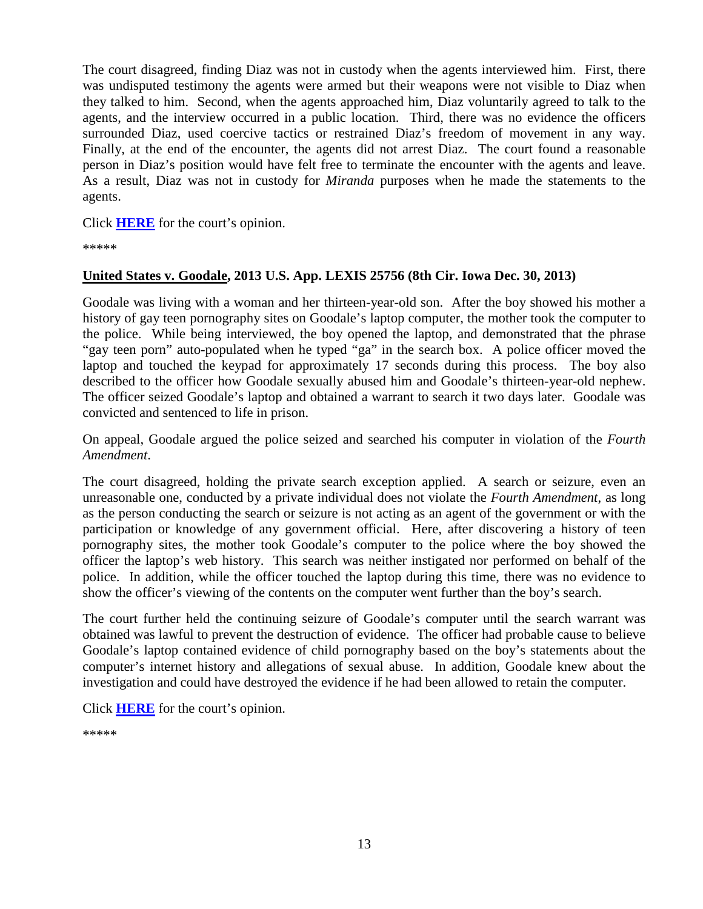The court disagreed, finding Diaz was not in custody when the agents interviewed him. First, there was undisputed testimony the agents were armed but their weapons were not visible to Diaz when they talked to him. Second, when the agents approached him, Diaz voluntarily agreed to talk to the agents, and the interview occurred in a public location. Third, there was no evidence the officers surrounded Diaz, used coercive tactics or restrained Diaz's freedom of movement in any way. Finally, at the end of the encounter, the agents did not arrest Diaz. The court found a reasonable person in Diaz's position would have felt free to terminate the encounter with the agents and leave. As a result, Diaz was not in custody for *Miranda* purposes when he made the statements to the agents.

Click **HERE** for the court's opinion.

*****

**United States v. Goodale, 2013 U.S. App. LEXIS 25756 (8th Cir. Iowa Dec. 30, 2013)**

Goodale was living with a woman and her thirteen-year-old son. After the boy showed his mother a history of gay teen pornography sites on Goodale's laptop computer, the mother took the computer to the police. While being interviewed, the boy opened the laptop, and demonstrated that the phrase "gay teen porn" auto-populated when he typed "ga" in the search box. A police officer moved the laptop and touched the keypad for approximately 17 seconds during this process. The boy also described to the officer how Goodale sexually abused him and Goodale's thirteen-year-old nephew. The officer seized Goodale's laptop and obtained a warrant to search it two days later. Goodale was convicted and sentenced to life in prison.

On appeal, Goodale argued the police seized and searched his computer in violation of the *Fourth Amendment*.

The court disagreed, holding the private search exception applied. A search or seizure, even an unreasonable one, conducted by a private individual does not violate the *Fourth Amendment*, as long as the person conducting the search or seizure is not acting as an agent of the government or with the participation or knowledge of any government official. Here, after discovering a history of teen pornography sites, the mother took Goodale's computer to the police where the boy showed the officer the laptop's web history. This search was neither instigated nor performed on behalf of the police. In addition, while the officer touched the laptop during this time, there was no evidence to show the officer's viewing of the contents on the computer went further than the boy's search.

The court further held the continuing seizure of Goodale's computer until the search warrant was obtained was lawful to prevent the destruction of evidence. The officer had probable cause to believe Goodale's laptop contained evidence of child pornography based on the boy's statements about the computer's internet history and allegations of sexual abuse. In addition, Goodale knew about the investigation and could have destroyed the evidence if he had been allowed to retain the computer.

Click **HERE** for the court's opinion.

*****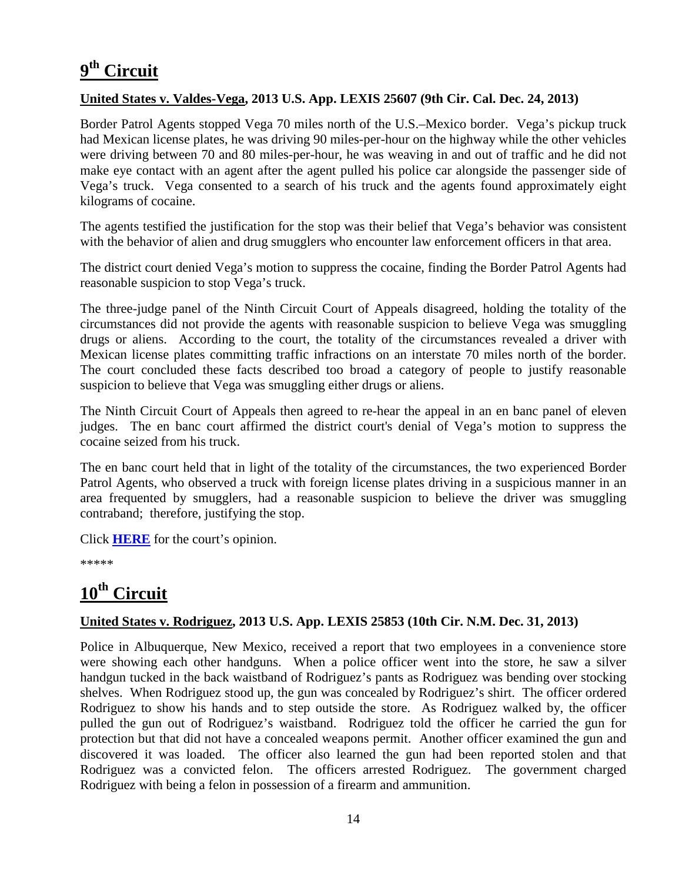# 9th Circuit

**United States v. Valdes-Vega, 2013 U.S. App. LEXIS 25607 (9th Cir. Cal. Dec. 24, 2013)**

Border Patrol Agents stopped Vega 70 miles north of the U.S.–Mexico border. Vega's pickup truck had Mexican license plates, he was driving 90 miles-per-hour on the highway while the other vehicles were driving between 70 and 80 miles-per-hour, he was weaving in and out of traffic and he did not make eye contact with an agent after the agent pulled his police car alongside the passenger side of Vega's truck. Vega consented to a search of his truck and the agents found approximately eight kilograms of cocaine.

The agents testified the justification for the stop was their belief that Vega's behavior was consistent with the behavior of alien and drug smugglers who encounter law enforcement officers in that area.

The district court denied Vega's motion to suppress the cocaine, finding the Border Patrol Agents had reasonable suspicion to stop Vega's truck.

The three-judge panel of the Ninth Circuit Court of Appeals disagreed, holding the totality of the circumstances did not provide the agents with reasonable suspicion to believe Vega was smuggling drugs or aliens. According to the court, the totality of the circumstances revealed a driver with Mexican license plates committing traffic infractions on an interstate 70 miles north of the border. The court concluded these facts described too broad a category of people to justify reasonable suspicion to believe that Vega was smuggling either drugs or aliens.

The Ninth Circuit Court of Appeals then agreed to re-hear the appeal in an en banc panel of eleven judges. The en banc court affirmed the district court's denial of Vega's motion to suppress the cocaine seized from his truck.

The en banc court held that in light of the totality of the circumstances, the two experienced Border Patrol Agents, who observed a truck with foreign license plates driving in a suspicious manner in an area frequented by smugglers, had a reasonable suspicion to believe the driver was smuggling contraband; therefore, justifying the stop.

Click **HERE** for the court's opinion.

*****

# 10th Circuit

**United States v. Rodriguez, 2013 U.S. App. LEXIS 25853 (10th Cir. N.M. Dec. 31, 2013)**

Police in Albuquerque, New Mexico, received a report that two employees in a convenience store were showing each other handguns. When a police officer went into the store, he saw a silver handgun tucked in the back waistband of Rodriguez's pants as Rodriguez was bending over stocking shelves. When Rodriguez stood up, the gun was concealed by Rodriguez's shirt. The officer ordered Rodriguez to show his hands and to step outside the store. As Rodriguez walked by, the officer pulled the gun out of Rodriguez's waistband. Rodriguez told the officer he carried the gun for protection but that did not have a concealed weapons permit. Another officer examined the gun and discovered it was loaded. The officer also learned the gun had been reported stolen and that Rodriguez was a convicted felon. The officers arrested Rodriguez. The government charged Rodriguez with being a felon in possession of a firearm and ammunition.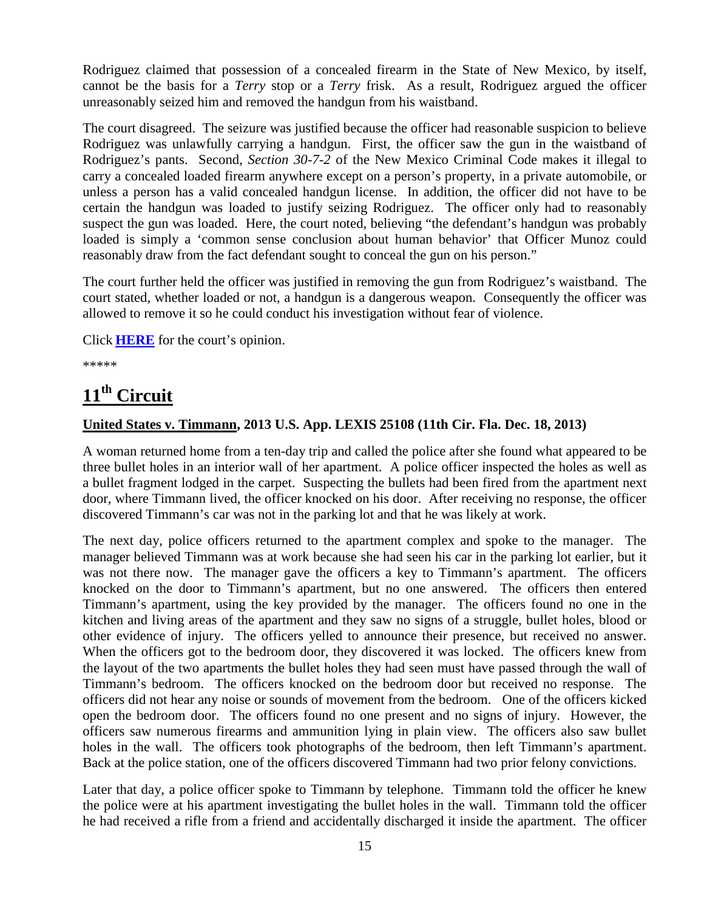Rodriguez claimed that possession of a concealed firearm in the State of New Mexico, by itself, cannot be the basis for a *Terry* stop or a *Terry* frisk. As a result, Rodriguez argued the officer unreasonably seized him and removed the handgun from his waistband.

The court disagreed. The seizure was justified because the officer had reasonable suspicion to believe Rodriguez was unlawfully carrying a handgun. First, the officer saw the gun in the waistband of Rodriguez's pants. Second, *Section 30-7-2* of the New Mexico Criminal Code makes it illegal to carry a concealed loaded firearm anywhere except on a person's property, in a private automobile, or unless a person has a valid concealed handgun license. In addition, the officer did not have to be certain the handgun was loaded to justify seizing Rodriguez. The officer only had to reasonably suspect the gun was loaded. Here, the court noted, believing "the defendant's handgun was probably loaded is simply a 'common sense conclusion about human behavior' that Officer Munoz could reasonably draw from the fact defendant sought to conceal the gun on his person."

The court further held the officer was justified in removing the gun from Rodriguez's waistband. The court stated, whether loaded or not, a handgun is a dangerous weapon. Consequently the officer was allowed to remove it so he could conduct his investigation without fear of violence.

Click **HERE** for the court's opinion.

*****

# 11th Circuit

**United States v. Timmann, 2013 U.S. App. LEXIS 25108 (11th Cir. Fla. Dec. 18, 2013)**

A woman returned home from a ten-day trip and called the police after she found what appeared to be three bullet holes in an interior wall of her apartment. A police officer inspected the holes as well as a bullet fragment lodged in the carpet. Suspecting the bullets had been fired from the apartment next door, where Timmann lived, the officer knocked on his door. After receiving no response, the officer discovered Timmann's car was not in the parking lot and that he was likely at work.

The next day, police officers returned to the apartment complex and spoke to the manager. The manager believed Timmann was at work because she had seen his car in the parking lot earlier, but it was not there now. The manager gave the officers a key to Timmann's apartment. The officers knocked on the door to Timmann's apartment, but no one answered. The officers then entered Timmann's apartment, using the key provided by the manager. The officers found no one in the kitchen and living areas of the apartment and they saw no signs of a struggle, bullet holes, blood or other evidence of injury. The officers yelled to announce their presence, but received no answer. When the officers got to the bedroom door, they discovered it was locked. The officers knew from the layout of the two apartments the bullet holes they had seen must have passed through the wall of Timmann's bedroom. The officers knocked on the bedroom door but received no response. The officers did not hear any noise or sounds of movement from the bedroom. One of the officers kicked open the bedroom door. The officers found no one present and no signs of injury. However, the officers saw numerous firearms and ammunition lying in plain view. The officers also saw bullet holes in the wall. The officers took photographs of the bedroom, then left Timmann's apartment. Back at the police station, one of the officers discovered Timmann had two prior felony convictions.

Later that day, a police officer spoke to Timmann by telephone. Timmann told the officer he knew the police were at his apartment investigating the bullet holes in the wall. Timmann told the officer he had received a rifle from a friend and accidentally discharged it inside the apartment. The officer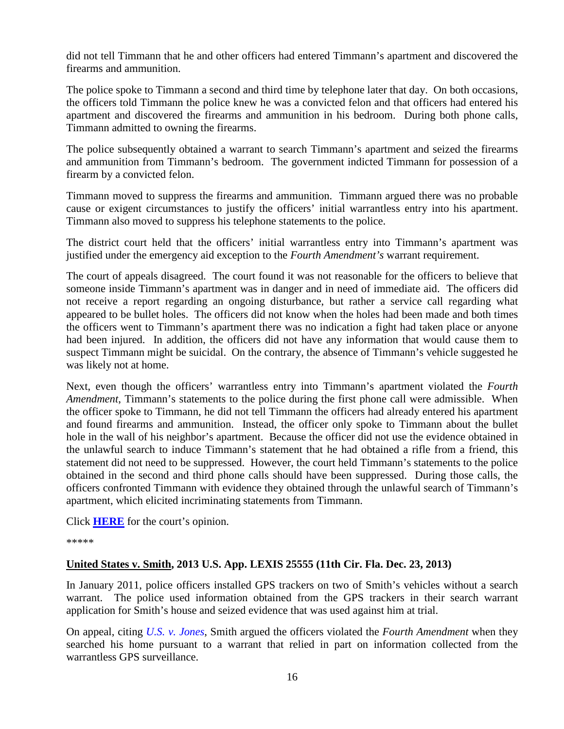did not tell Timmann that he and other officers had entered Timmann's apartment and discovered the firearms and ammunition.

The police spoke to Timmann a second and third time by telephone later that day. On both occasions, the officers told Timmann the police knew he was a convicted felon and that officers had entered his apartment and discovered the firearms and ammunition in his bedroom. During both phone calls, Timmann admitted to owning the firearms.

The police subsequently obtained a warrant to search Timmann's apartment and seized the firearms and ammunition from Timmann's bedroom. The government indicted Timmann for possession of a firearm by a convicted felon.

Timmann moved to suppress the firearms and ammunition. Timmann argued there was no probable cause or exigent circumstances to justify the officers' initial warrantless entry into his apartment. Timmann also moved to suppress his telephone statements to the police.

The district court held that the officers' initial warrantless entry into Timmann's apartment was justified under the emergency aid exception to the *Fourth Amendment's* warrant requirement.

The court of appeals disagreed. The court found it was not reasonable for the officers to believe that someone inside Timmann's apartment was in danger and in need of immediate aid. The officers did not receive a report regarding an ongoing disturbance, but rather a service call regarding what appeared to be bullet holes. The officers did not know when the holes had been made and both times the officers went to Timmann's apartment there was no indication a fight had taken place or anyone had been injured. In addition, the officers did not have any information that would cause them to suspect Timmann might be suicidal. On the contrary, the absence of Timmann's vehicle suggested he was likely not at home.

Next, even though the officers' warrantless entry into Timmann's apartment violated the *Fourth Amendment*, Timmann's statements to the police during the first phone call were admissible. When the officer spoke to Timmann, he did not tell Timmann the officers had already entered his apartment and found firearms and ammunition. Instead, the officer only spoke to Timmann about the bullet hole in the wall of his neighbor's apartment. Because the officer did not use the evidence obtained in the unlawful search to induce Timmann's statement that he had obtained a rifle from a friend, this statement did not need to be suppressed. However, the court held Timmann's statements to the police obtained in the second and third phone calls should have been suppressed. During those calls, the officers confronted Timmann with evidence they obtained through the unlawful search of Timmann's apartment, which elicited incriminating statements from Timmann.

Click **HERE** for the court's opinion.

*****

**United States v. Smith, 2013 U.S. App. LEXIS 25555 (11th Cir. Fla. Dec. 23, 2013)**

In January 2011, police officers installed GPS trackers on two of Smith's vehicles without a search warrant. The police used information obtained from the GPS trackers in their search warrant application for Smith's house and seized evidence that was used against him at trial.

On appeal, citing *U.S. v. Jones*, Smith argued the officers violated the *Fourth Amendment* when they searched his home pursuant to a warrant that relied in part on information collected from the warrantless GPS surveillance.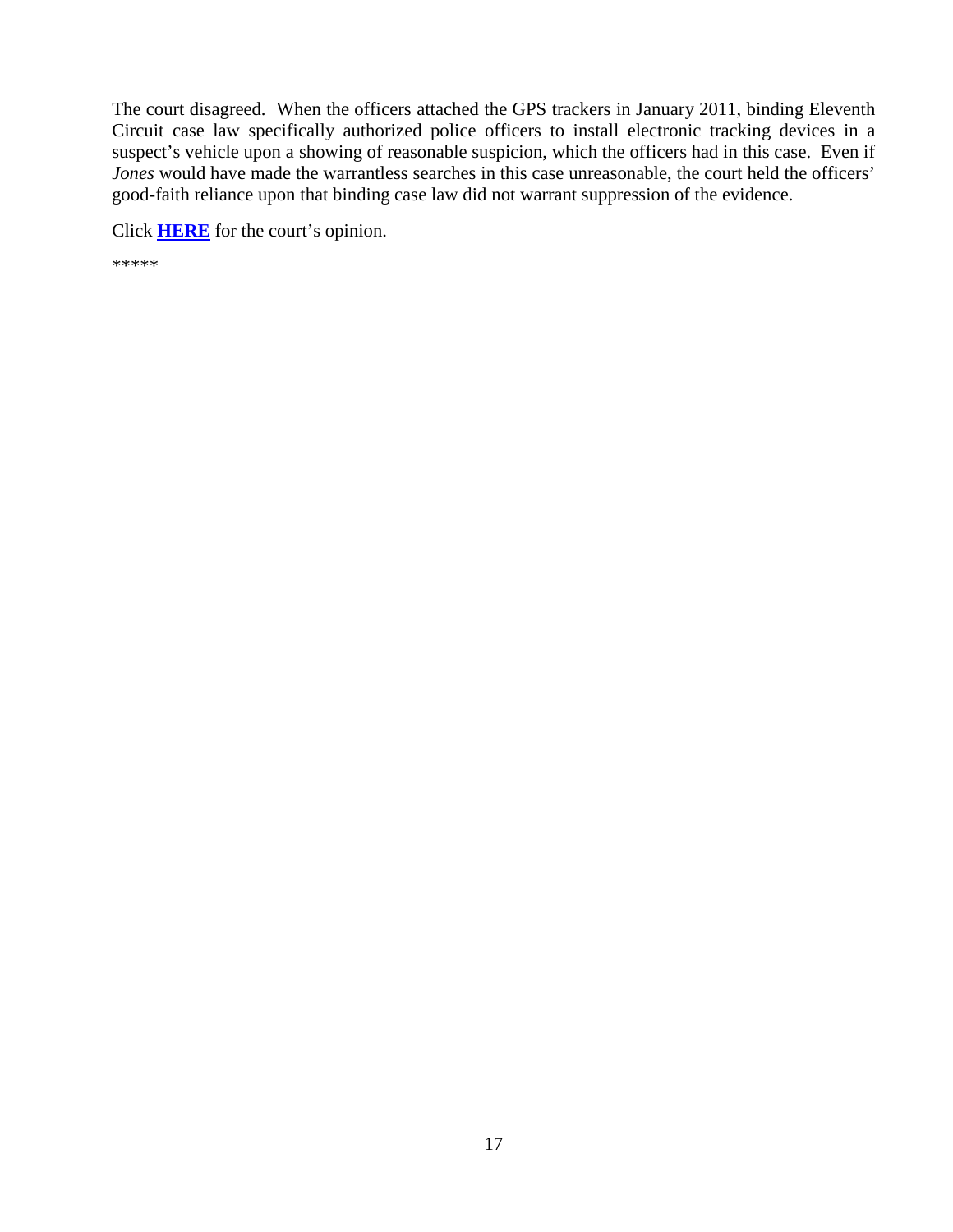The court disagreed. When the officers attached the GPS trackers in January 2011, binding Eleventh Circuit case law specifically authorized police officers to install electronic tracking devices in a suspect's vehicle upon a showing of reasonable suspicion, which the officers had in this case. Even if *Jones* would have made the warrantless searches in this case unreasonable, the court held the officers' good-faith reliance upon that binding case law did not warrant suppression of the evidence.

Click **HERE** for the court's opinion.

*****